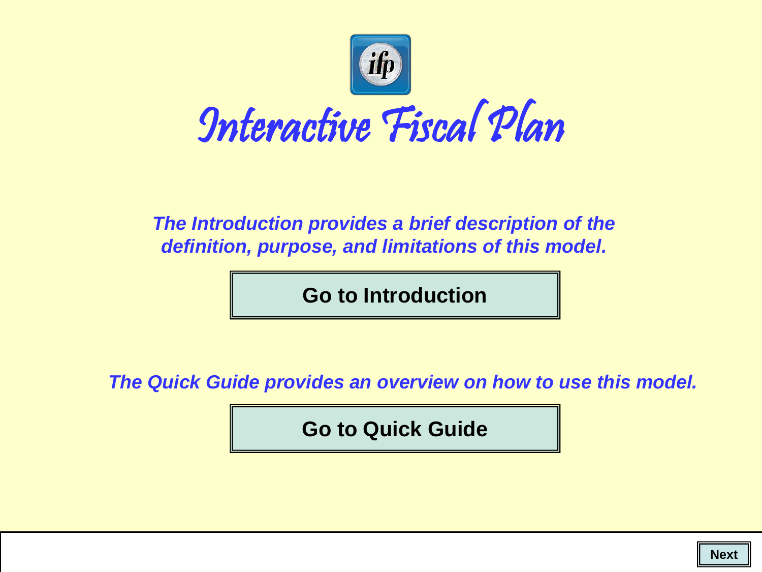# Interactive Fiscal Plan

*The Introduction provides a brief description of the definition, purpose, and limitations of this model.*

**Go to Introduction**

*The Quick Guide provides an overview on how to use this model.*

**Go to Quick Guide**

**Next**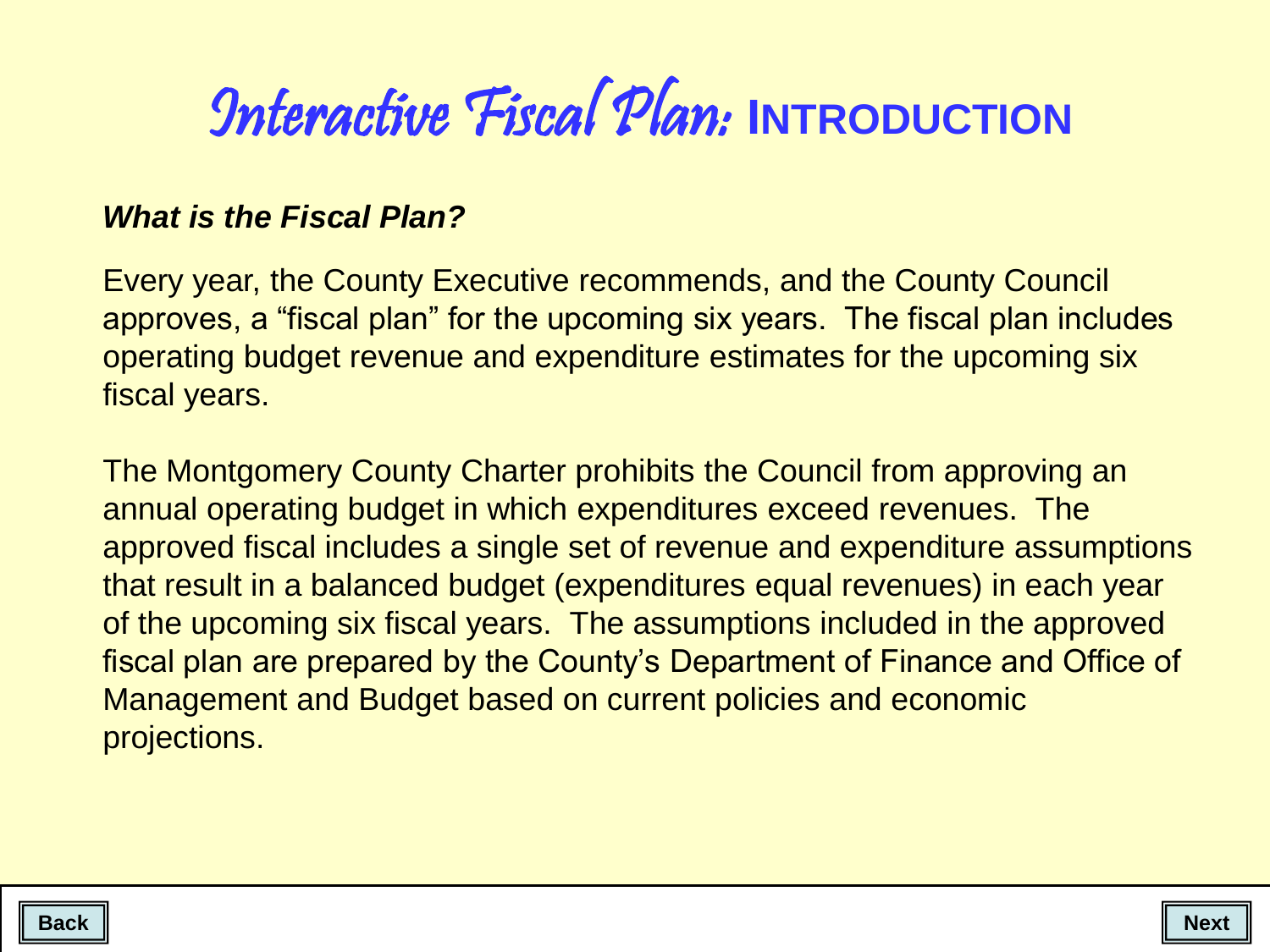# Interactive Fiscal Plan: INTRODUCTION

***What is the Fiscal Plan?***

Every year, the County Executive recommends, and the County Council approves, a "fiscal plan" for the upcoming six years. The fiscal plan includes operating budget revenue and expenditure estimates for the upcoming six fiscal years.

The Montgomery County Charter prohibits the Council from approving an annual operating budget in which expenditures exceed revenues. The approved fiscal includes a single set of revenue and expenditure assumptions that result in a balanced budget (expenditures equal revenues) in each year of the upcoming six fiscal years. The assumptions included in the approved fiscal plan are prepared by the County's Department of Finance and Office of Management and Budget based on current policies and economic projections.

**Back** **Next**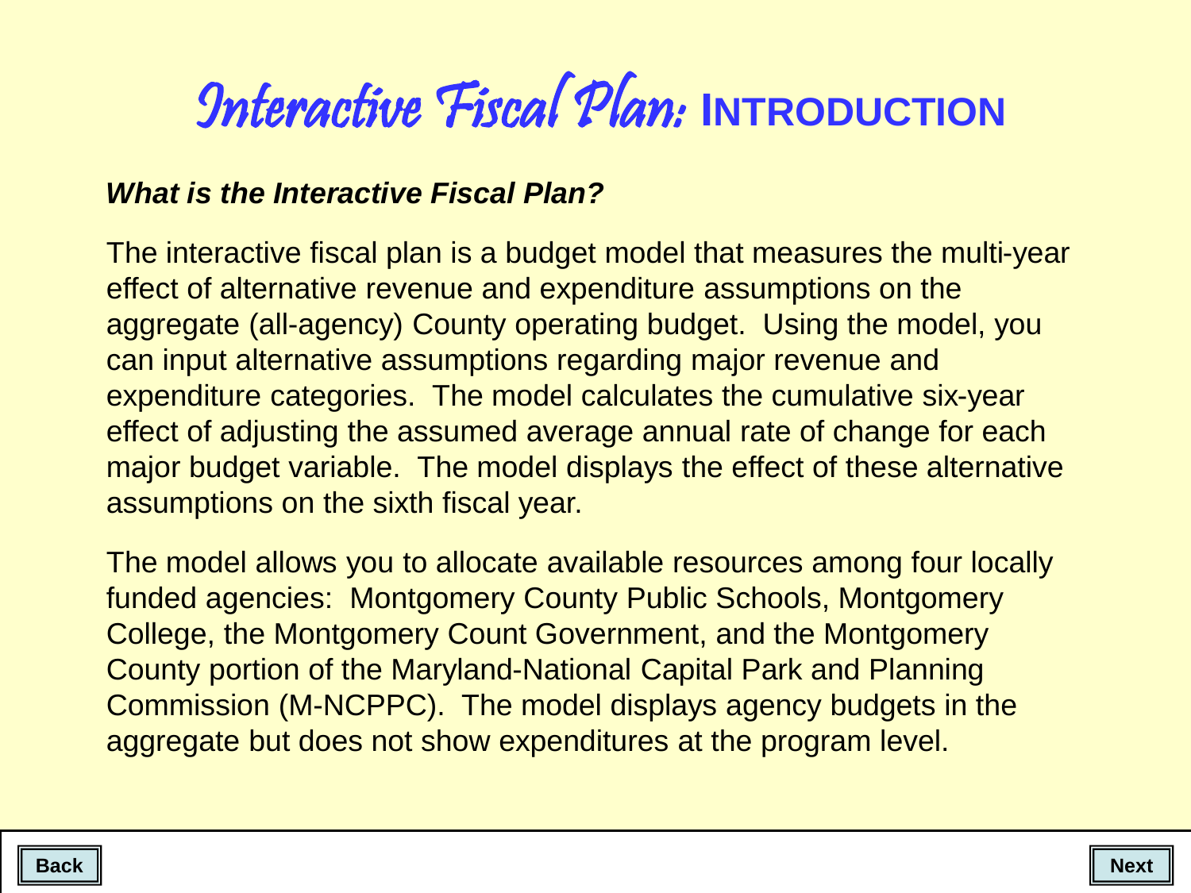# Interactive Fiscal Plan: INTRODUCTION

***What is the Interactive Fiscal Plan?***

The interactive fiscal plan is a budget model that measures the multi-year effect of alternative revenue and expenditure assumptions on the aggregate (all-agency) County operating budget. Using the model, you can input alternative assumptions regarding major revenue and expenditure categories. The model calculates the cumulative six-year effect of adjusting the assumed average annual rate of change for each major budget variable. The model displays the effect of these alternative assumptions on the sixth fiscal year.

The model allows you to allocate available resources among four locally funded agencies: Montgomery County Public Schools, Montgomery College, the Montgomery Count Government, and the Montgomery County portion of the Maryland-National Capital Park and Planning Commission (M-NCPPC). The model displays agency budgets in the aggregate but does not show expenditures at the program level.

**Back** **Next**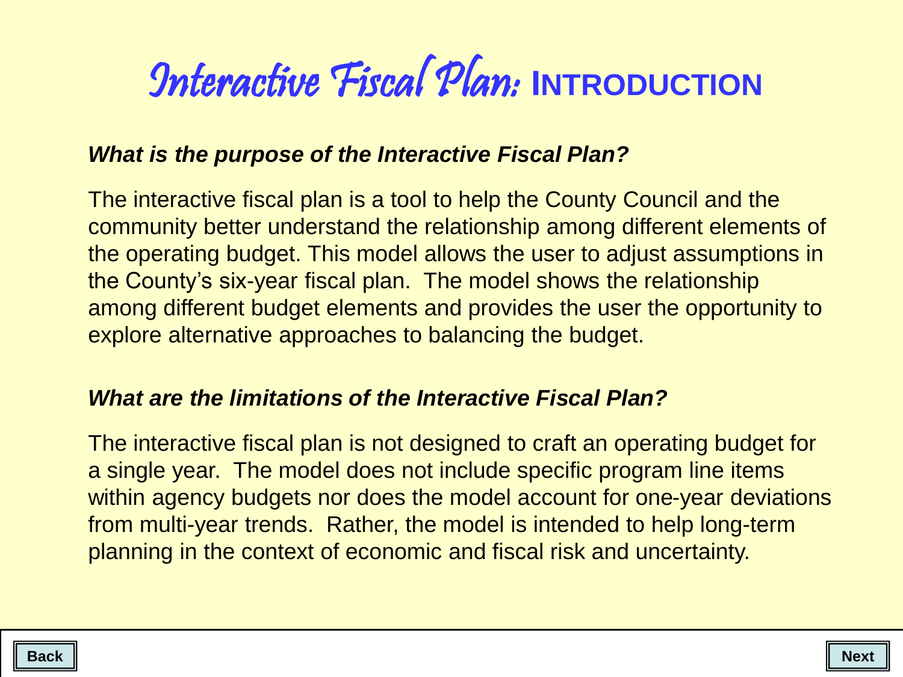# Interactive Fiscal Plan: INTRODUCTION

***What is the purpose of the Interactive Fiscal Plan?***

The interactive fiscal plan is a tool to help the County Council and the community better understand the relationship among different elements of the operating budget. This model allows the user to adjust assumptions in the County's six-year fiscal plan. The model shows the relationship among different budget elements and provides the user the opportunity to explore alternative approaches to balancing the budget.

***What are the limitations of the Interactive Fiscal Plan?***

The interactive fiscal plan is not designed to craft an operating budget for a single year. The model does not include specific program line items within agency budgets nor does the model account for one-year deviations from multi-year trends. Rather, the model is intended to help long-term planning in the context of economic and fiscal risk and uncertainty.

**Back** **Next**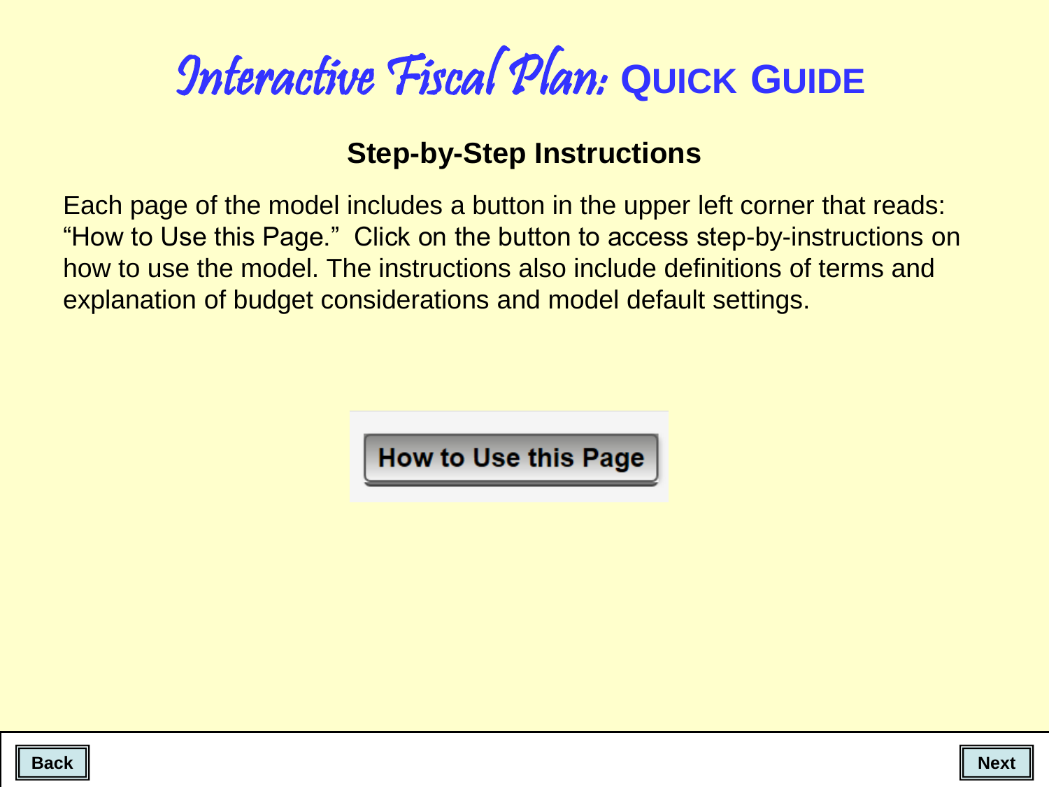# *Interactive Fiscal Plan:* QUICK GUIDE

## Step-by-Step Instructions

Each page of the model includes a button in the upper left corner that reads: "How to Use this Page." Click on the button to access step-by-instructions on how to use the model. The instructions also include definitions of terms and explanation of budget considerations and model default settings.

How to Use this Page

Back

Next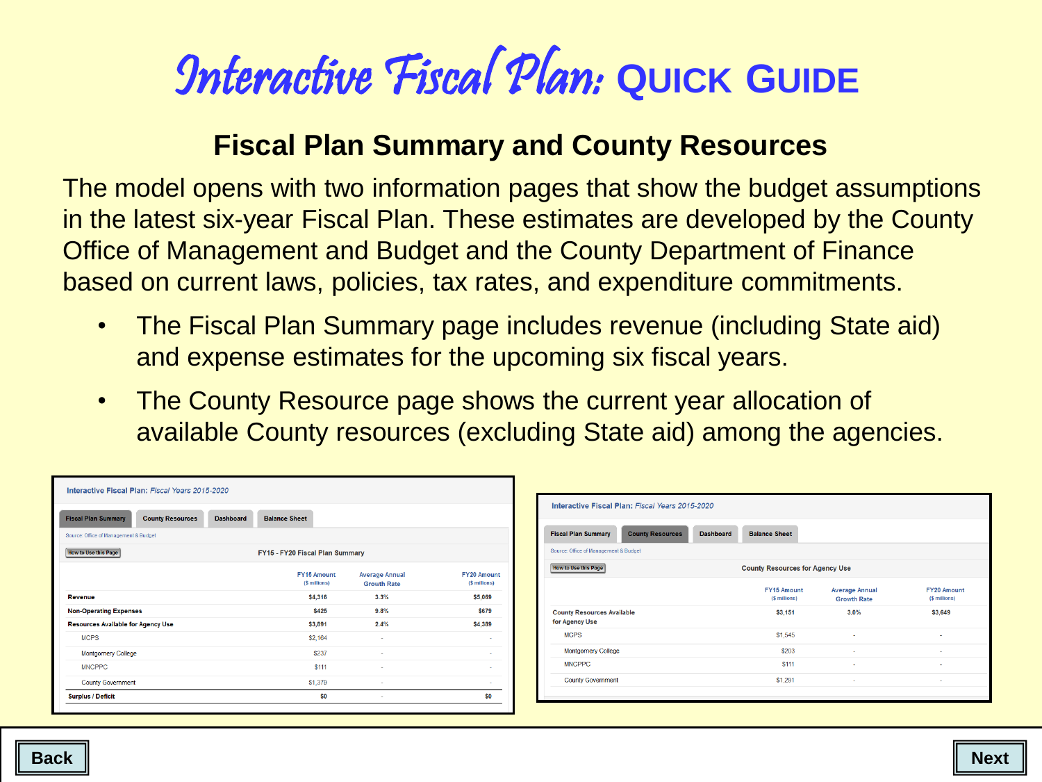# *Interactive Fiscal Plan:* QUICK GUIDE

## Fiscal Plan Summary and County Resources

The model opens with two information pages that show the budget assumptions in the latest six-year Fiscal Plan. These estimates are developed by the County Office of Management and Budget and the County Department of Finance based on current laws, policies, tax rates, and expenditure commitments.

- The Fiscal Plan Summary page includes revenue (including State aid) and expense estimates for the upcoming six fiscal years.
- The County Resource page shows the current year allocation of available County resources (excluding State aid) among the agencies.

**Interactive Fiscal Plan:** *Fiscal Years 2015-2020*

Fiscal Plan Summary | County Resources | Dashboard | Balance Sheet

Source: Office of Management & Budget

How to Use this Page

**FY15 - FY20 Fiscal Plan Summary**

| | FY15 Amount ($ millions) | Average Annual Growth Rate | FY20 Amount ($ millions) |
|---|---|---|---|
| **Revenue** | $4,316 | 3.3% | $5,069 |
| **Non-Operating Expenses** | $425 | 9.8% | $679 |
| **Resources Available for Agency Use** | $3,891 | 2.4% | $4,389 |
| MCPS | $2,164 | - | - |
| Montgomery College | $237 | - | - |
| MNCPPC | $111 | - | - |
| County Government | $1,379 | - | - |
| **Surplus / Deficit** | $0 | - | $0 |

**Interactive Fiscal Plan:** *Fiscal Years 2015-2020*

Fiscal Plan Summary | County Resources | Dashboard | Balance Sheet

Source: Office of Management & Budget

How to Use this Page

**County Resources for Agency Use**

| | FY15 Amount ($ millions) | Average Annual Growth Rate | FY20 Amount ($ millions) |
|---|---|---|---|
| **County Resources Available for Agency Use** | $3,151 | 3.0% | $3,649 |
| MCPS | $1,545 | - | - |
| Montgomery College | $203 | - | - |
| MNCPPC | $111 | - | - |
| County Government | $1,291 | - | - |

Back | Next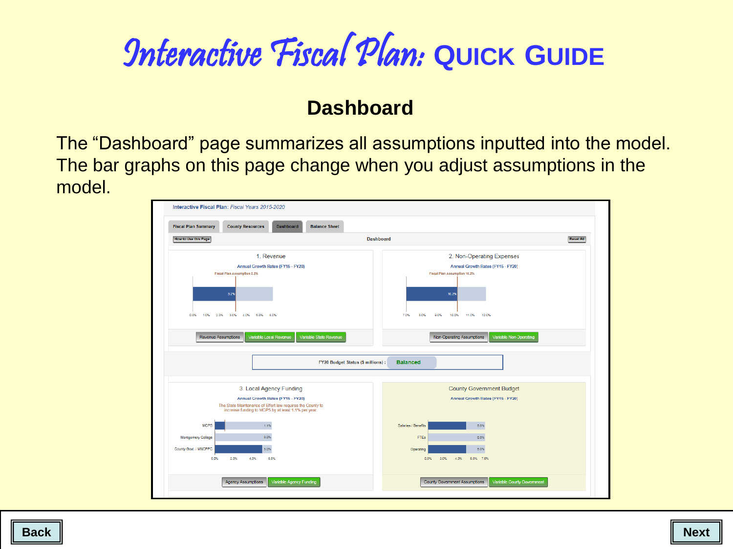# *Interactive Fiscal Plan:* QUICK GUIDE

## Dashboard

The “Dashboard” page summarizes all assumptions inputted into the model. The bar graphs on this page change when you adjust assumptions in the model.

Back

Next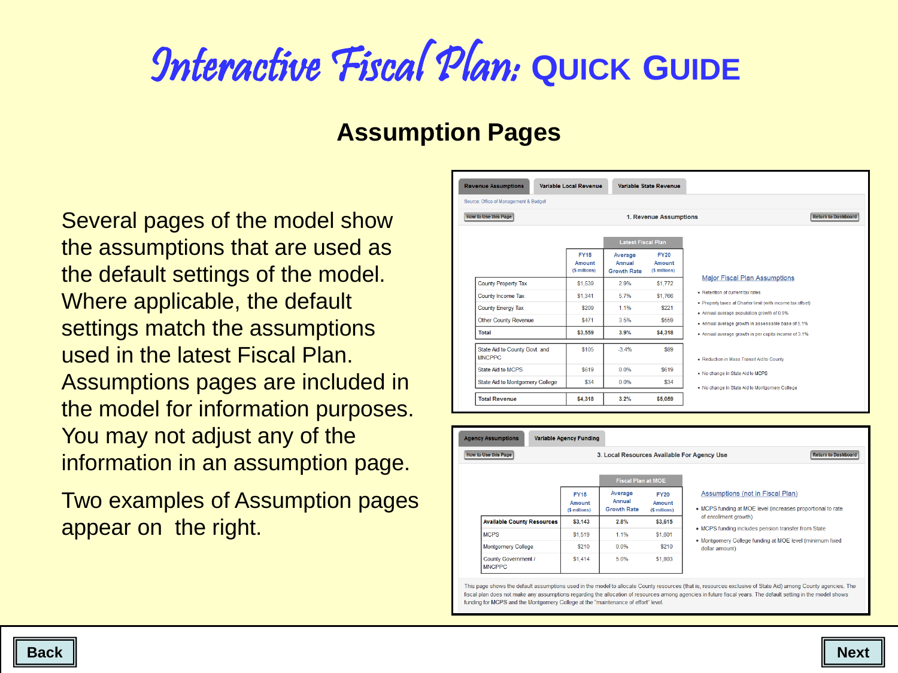# *Interactive Fiscal Plan:* QUICK GUIDE

## Assumption Pages

Several pages of the model show the assumptions that are used as the default settings of the model. Where applicable, the default settings match the assumptions used in the latest Fiscal Plan. Assumptions pages are included in the model for information purposes. You may not adjust any of the information in an assumption page.

Two examples of Assumption pages appear on the right.

Revenue Assumptions | Variable Local Revenue | Variable State Revenue

Source: Office of Management & Budget

How to Use this Page — **1. Revenue Assumptions** — Return to Dashboard

| | Latest Fiscal Plan | | |
|---|---|---|---|
| | FY15 Amount ($ millions) | Average Annual Growth Rate | FY20 Amount ($ millions) |
| County Property Tax | $1,539 | 2.9% | $1,772 |
| County Income Tax | $1,341 | 5.7% | $1,766 |
| County Energy Tax | $209 | 1.1% | $221 |
| Other County Revenue | $471 | 3.5% | $559 |
| **Total** | **$3,559** | **3.9%** | **$4,318** |
| State Aid to County Govt. and MNCPPC | $105 | -3.4% | $89 |
| State Aid to MCPS | $619 | 0.0% | $619 |
| State Aid to Montgomery College | $34 | 0.0% | $34 |
| **Total Revenue** | **$4,318** | **3.2%** | **$5,059** |

**Major Fiscal Plan Assumptions**

- Retention of current tax rates
- Property taxes at Charter limit (with income tax offset)
- Annual average population growth of 0.9%
- Annual average growth in assessable base of 5.1%
- Annual average growth in per capita income of 3.1%
- Reduction in Mass Transit Aid to County
- No change in State Aid to MCPS
- No change in State Aid to Montgomery College

Agency Assumptions | Variable Agency Funding

How to Use this Page — **3. Local Resources Available For Agency Use** — Return to Dashboard

| | Fiscal Plan at MOE | | |
|---|---|---|---|
| | FY15 Amount ($ millions) | Average Annual Growth Rate | FY20 Amount ($ millions) |
| **Available County Resources** | **$3,143** | **2.8%** | **$3,615** |
| MCPS | $1,519 | 1.1% | $1,601 |
| Montgomery College | $210 | 0.0% | $210 |
| County Government / MNCPPC | $1,414 | 5.0% | $1,803 |

**Assumptions (not in Fiscal Plan)**

- MCPS funding at MOE level (increases proportional to rate of enrollment growth)
- MCPS funding includes pension transfer from State
- Montgomery College funding at MOE level (minimum fixed dollar amount)

This page shows the default assumptions used in the model to allocate County resources (that is, resources exclusive of State Aid) among County agencies. The fiscal plan does not make any assumptions regarding the allocation of resources among agencies in future fiscal years. The default setting in the model shows funding for MCPS and the Montgomery College at the "maintenance of effort" level.

Back | Next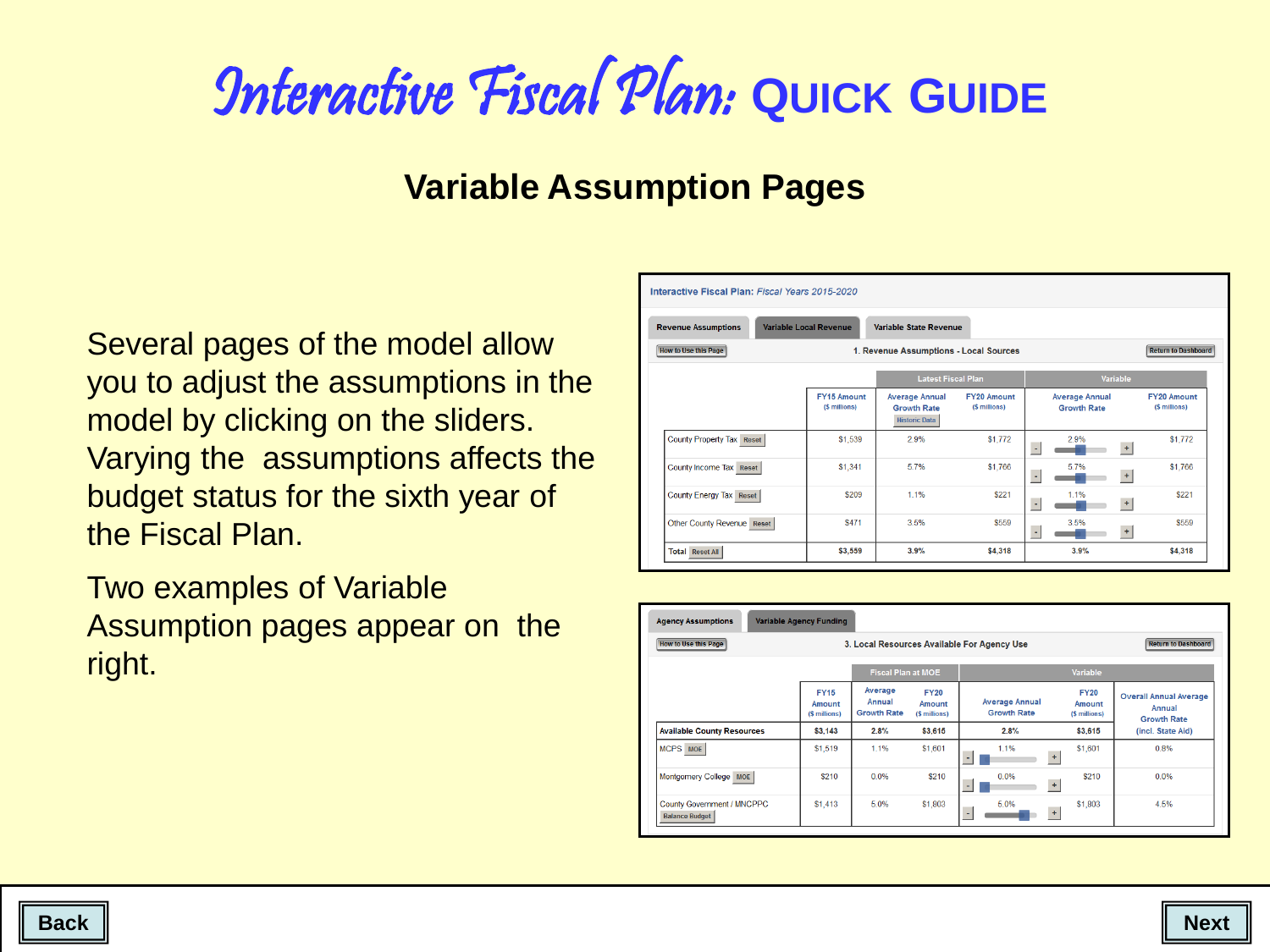# *Interactive Fiscal Plan:* QUICK GUIDE

## Variable Assumption Pages

Several pages of the model allow you to adjust the assumptions in the model by clicking on the sliders. Varying the assumptions affects the budget status for the sixth year of the Fiscal Plan.

Two examples of Variable Assumption pages appear on the right.

**Interactive Fiscal Plan:** *Fiscal Years 2015-2020*

Revenue Assumptions | Variable Local Revenue | Variable State Revenue

How to Use this Page — **1. Revenue Assumptions - Local Sources** — Return to Dashboard

| | Latest Fiscal Plan | | | Variable | |
|---|---|---|---|---|---|
| | FY15 Amount ($ millions) | Average Annual Growth Rate (Historic Data) | FY20 Amount ($ millions) | Average Annual Growth Rate | FY20 Amount ($ millions) |
| County Property Tax (Reset) | $1,539 | 2.9% | $1,772 | 2.9% | $1,772 |
| County Income Tax (Reset) | $1,341 | 5.7% | $1,766 | 5.7% | $1,766 |
| County Energy Tax (Reset) | $209 | 1.1% | $221 | 1.1% | $221 |
| Other County Revenue (Reset) | $471 | 3.5% | $559 | 3.5% | $559 |
| Total (Reset All) | $3,559 | 3.9% | $4,318 | 3.9% | $4,318 |

Agency Assumptions | Variable Agency Funding

How to Use this Page — **3. Local Resources Available For Agency Use** — Return to Dashboard

| | Fiscal Plan at MOE | | | Variable | | |
|---|---|---|---|---|---|---|
| | FY15 Amount ($ millions) | Average Annual Growth Rate | FY20 Amount ($ millions) | Average Annual Growth Rate | FY20 Amount ($ millions) | Overall Annual Average Annual Growth Rate (incl. State Aid) |
| Available County Resources | $3,143 | 2.8% | $3,615 | 2.8% | $3,615 | |
| MCPS (MOE) | $1,519 | 1.1% | $1,601 | 1.1% | $1,601 | 0.8% |
| Montgomery College (MOE) | $210 | 0.0% | $210 | 0.0% | $210 | 0.0% |
| County Government / MNCPPC (Balance Budget) | $1,413 | 5.0% | $1,803 | 5.0% | $1,803 | 4.5% |

Back | Next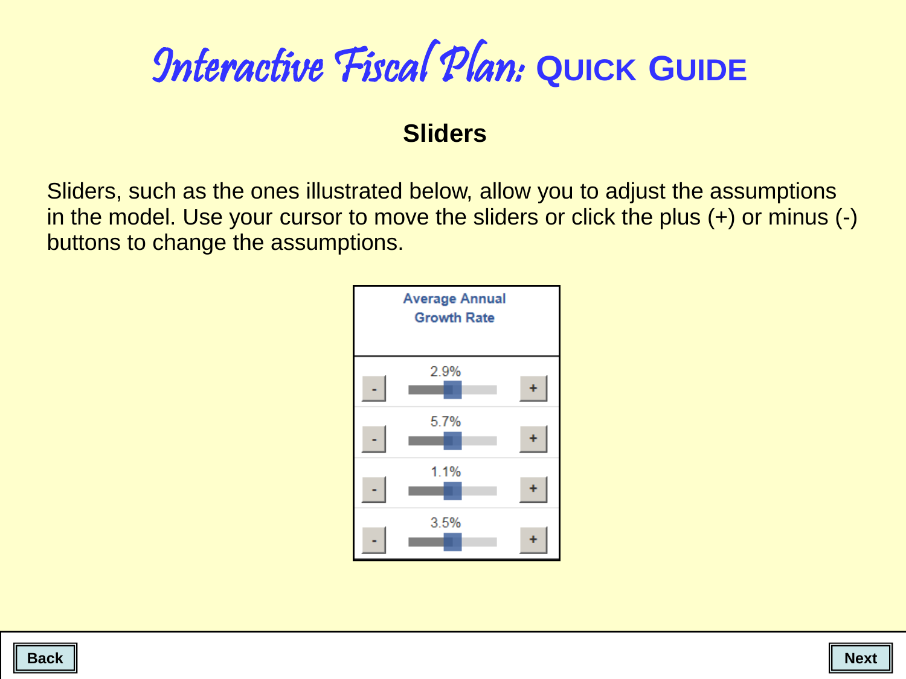# *Interactive Fiscal Plan:* QUICK GUIDE

## Sliders

Sliders, such as the ones illustrated below, allow you to adjust the assumptions in the model. Use your cursor to move the sliders or click the plus (+) or minus (-) buttons to change the assumptions.

| Average Annual Growth Rate |
|---|
| - 2.9% + |
| - 5.7% + |
| - 1.1% + |
| - 3.5% + |

**Back** **Next**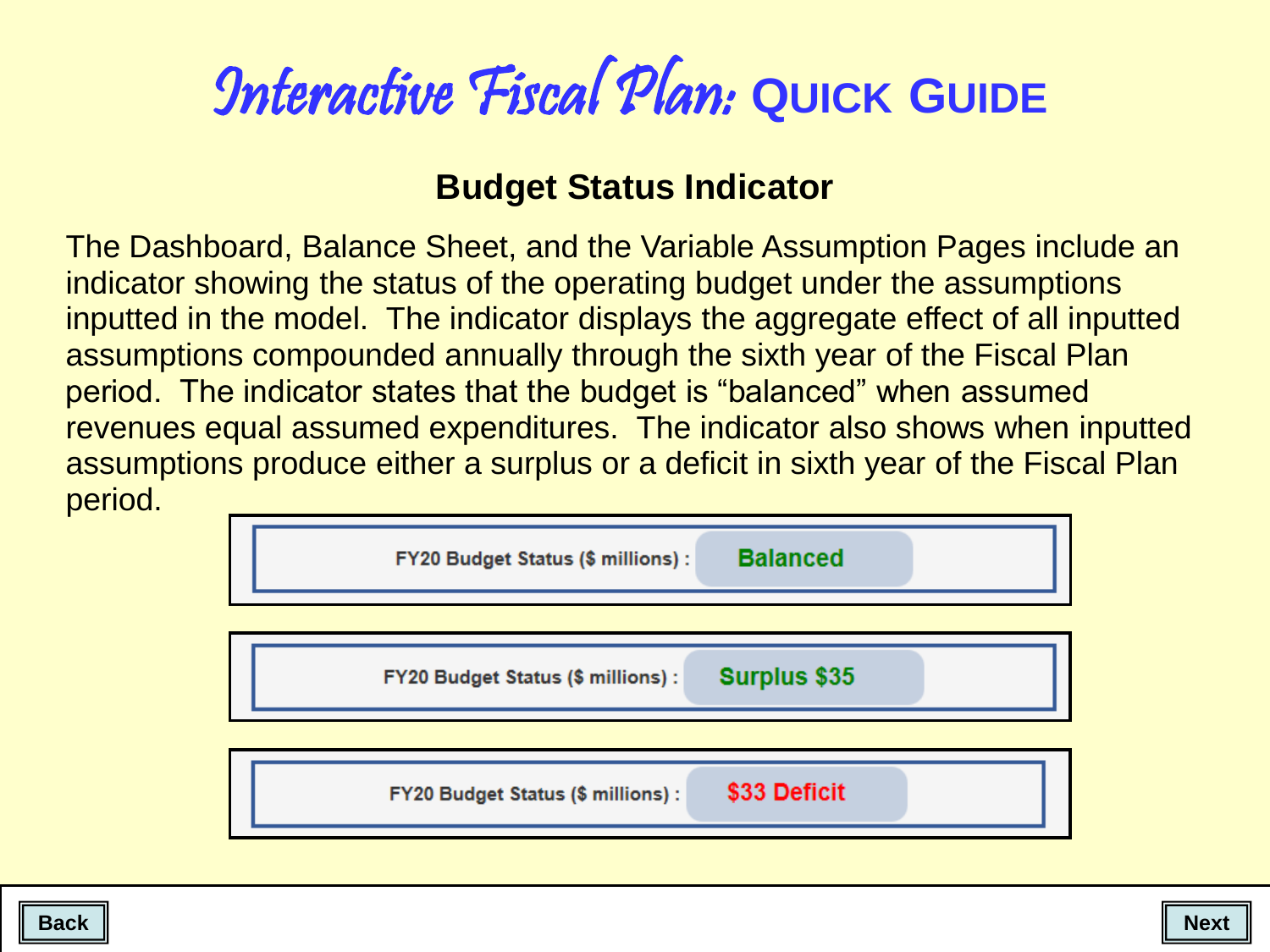# *Interactive Fiscal Plan:* QUICK GUIDE

## Budget Status Indicator

The Dashboard, Balance Sheet, and the Variable Assumption Pages include an indicator showing the status of the operating budget under the assumptions inputted in the model. The indicator displays the aggregate effect of all inputted assumptions compounded annually through the sixth year of the Fiscal Plan period. The indicator states that the budget is "balanced" when assumed revenues equal assumed expenditures. The indicator also shows when inputted assumptions produce either a surplus or a deficit in sixth year of the Fiscal Plan period.

FY20 Budget Status ($ millions) : Balanced

FY20 Budget Status ($ millions) : Surplus $35

FY20 Budget Status ($ millions) : $33 Deficit

Back

Next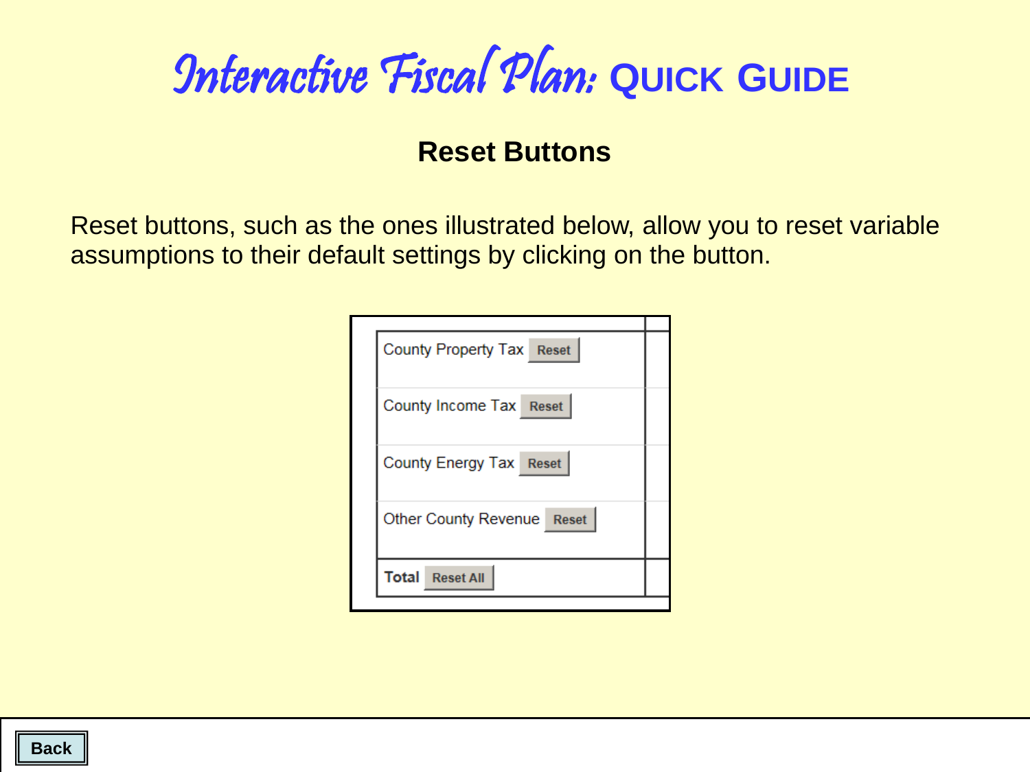# *Interactive Fiscal Plan:* QUICK GUIDE

## Reset Buttons

Reset buttons, such as the ones illustrated below, allow you to reset variable assumptions to their default settings by clicking on the button.

| | |
|---|---|
| County Property Tax Reset | |
| County Income Tax Reset | |
| County Energy Tax Reset | |
| Other County Revenue Reset | |
| **Total** Reset All | |

Back